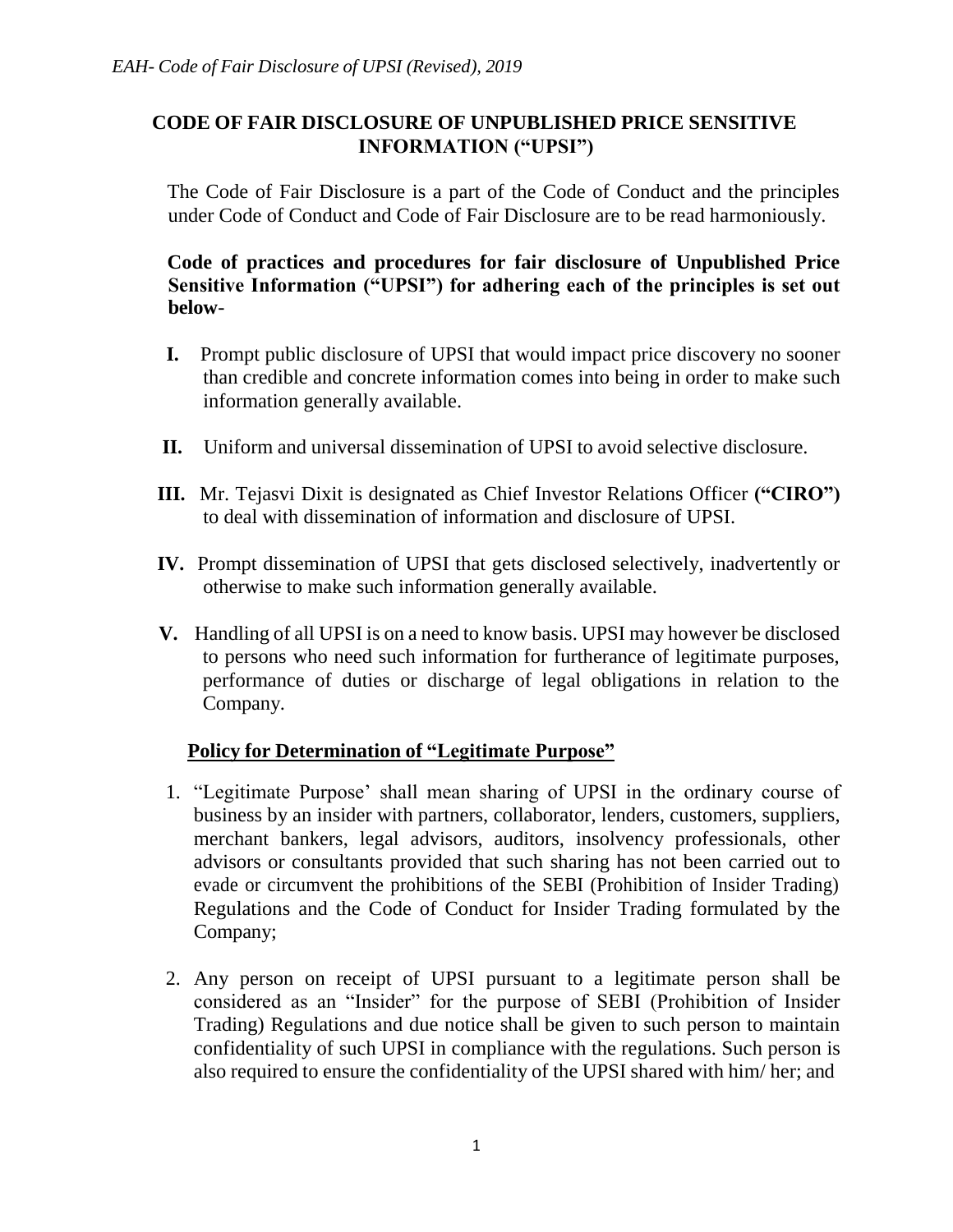# CODE OF FAIR DISCLOSURE OF UNPUBLISHED PRICE SENSITIVE INFORMATION ("UPSI")

The Code of Fair Disclosure is a part of the Code of Conduct and the principles under Code of Conduct and Code of Fair Disclosure are to be read harmoniously.

**Code of practices and procedures for fair disclosure of Unpublished Price Sensitive Information ("UPSI") for adhering each of the principles is set out below-**

**I.** Prompt public disclosure of UPSI that would impact price discovery no sooner than credible and concrete information comes into being in order to make such information generally available.

**II.** Uniform and universal dissemination of UPSI to avoid selective disclosure.

**III.** Mr. Tejasvi Dixit is designated as Chief Investor Relations Officer **("CIRO")** to deal with dissemination of information and disclosure of UPSI.

**IV.** Prompt dissemination of UPSI that gets disclosed selectively, inadvertently or otherwise to make such information generally available.

**V.** Handling of all UPSI is on a need to know basis. UPSI may however be disclosed to persons who need such information for furtherance of legitimate purposes, performance of duties or discharge of legal obligations in relation to the Company.

## Policy for Determination of "Legitimate Purpose"

1. "Legitimate Purpose' shall mean sharing of UPSI in the ordinary course of business by an insider with partners, collaborator, lenders, customers, suppliers, merchant bankers, legal advisors, auditors, insolvency professionals, other advisors or consultants provided that such sharing has not been carried out to evade or circumvent the prohibitions of the SEBI (Prohibition of Insider Trading) Regulations and the Code of Conduct for Insider Trading formulated by the Company;

2. Any person on receipt of UPSI pursuant to a legitimate person shall be considered as an "Insider" for the purpose of SEBI (Prohibition of Insider Trading) Regulations and due notice shall be given to such person to maintain confidentiality of such UPSI in compliance with the regulations. Such person is also required to ensure the confidentiality of the UPSI shared with him/ her; and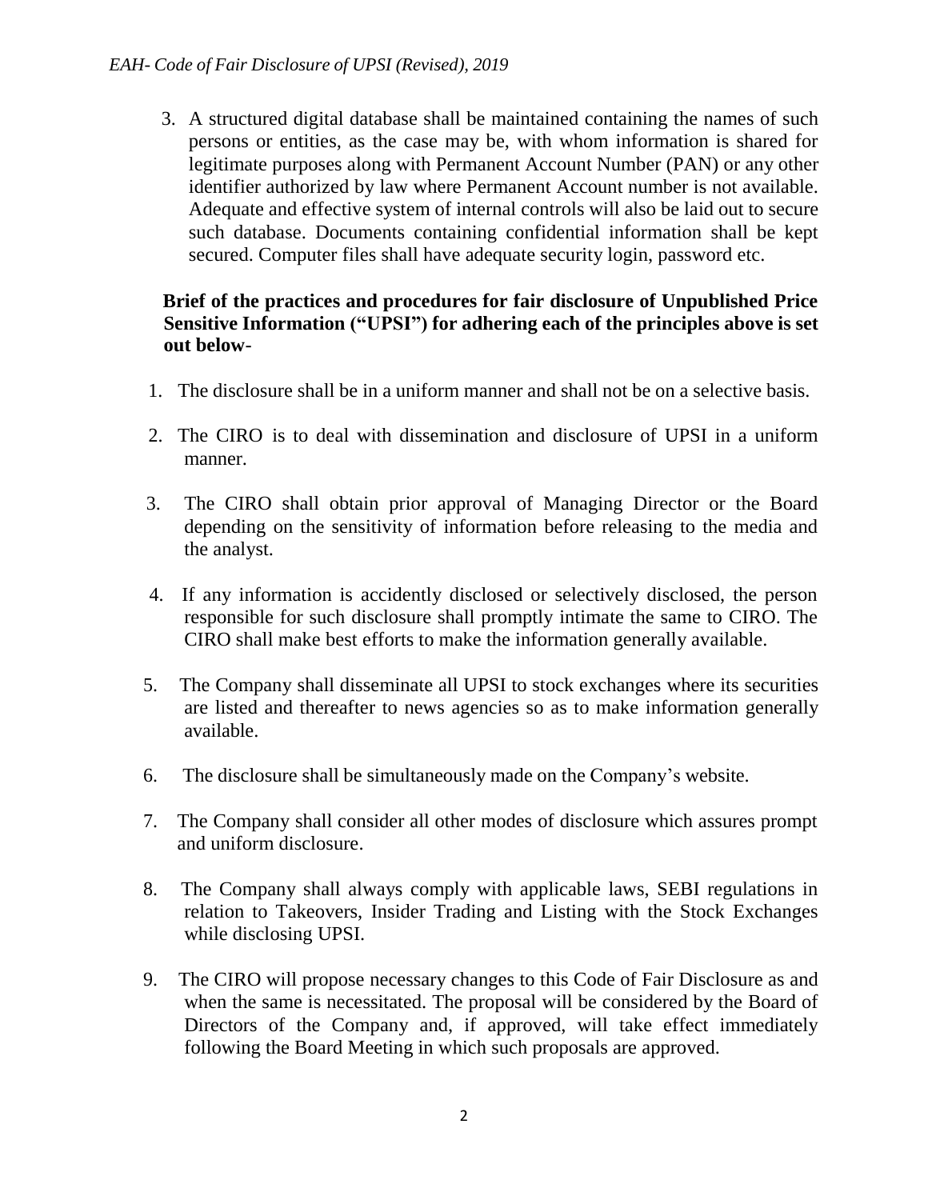3. A structured digital database shall be maintained containing the names of such persons or entities, as the case may be, with whom information is shared for legitimate purposes along with Permanent Account Number (PAN) or any other identifier authorized by law where Permanent Account number is not available. Adequate and effective system of internal controls will also be laid out to secure such database. Documents containing confidential information shall be kept secured. Computer files shall have adequate security login, password etc.

**Brief of the practices and procedures for fair disclosure of Unpublished Price Sensitive Information ("UPSI") for adhering each of the principles above is set out below-**

1. The disclosure shall be in a uniform manner and shall not be on a selective basis.
2. The CIRO is to deal with dissemination and disclosure of UPSI in a uniform manner.
3. The CIRO shall obtain prior approval of Managing Director or the Board depending on the sensitivity of information before releasing to the media and the analyst.
4. If any information is accidently disclosed or selectively disclosed, the person responsible for such disclosure shall promptly intimate the same to CIRO. The CIRO shall make best efforts to make the information generally available.
5. The Company shall disseminate all UPSI to stock exchanges where its securities are listed and thereafter to news agencies so as to make information generally available.
6. The disclosure shall be simultaneously made on the Company's website.
7. The Company shall consider all other modes of disclosure which assures prompt and uniform disclosure.
8. The Company shall always comply with applicable laws, SEBI regulations in relation to Takeovers, Insider Trading and Listing with the Stock Exchanges while disclosing UPSI.
9. The CIRO will propose necessary changes to this Code of Fair Disclosure as and when the same is necessitated. The proposal will be considered by the Board of Directors of the Company and, if approved, will take effect immediately following the Board Meeting in which such proposals are approved.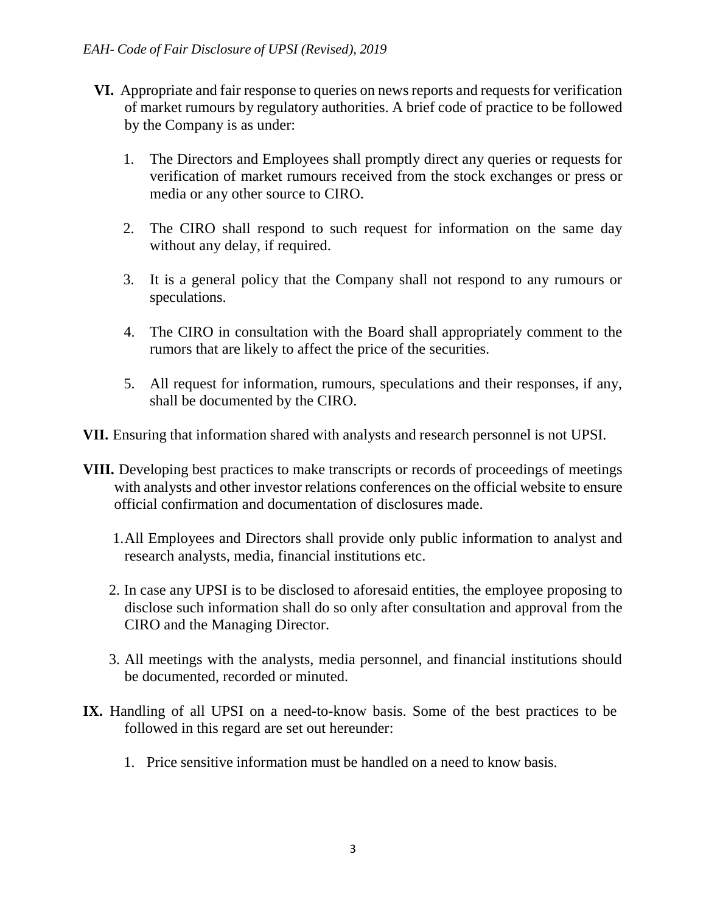**VI.** Appropriate and fair response to queries on news reports and requests for verification of market rumours by regulatory authorities. A brief code of practice to be followed by the Company is as under:

1. The Directors and Employees shall promptly direct any queries or requests for verification of market rumours received from the stock exchanges or press or media or any other source to CIRO.

2. The CIRO shall respond to such request for information on the same day without any delay, if required.

3. It is a general policy that the Company shall not respond to any rumours or speculations.

4. The CIRO in consultation with the Board shall appropriately comment to the rumors that are likely to affect the price of the securities.

5. All request for information, rumours, speculations and their responses, if any, shall be documented by the CIRO.

**VII.** Ensuring that information shared with analysts and research personnel is not UPSI.

**VIII.** Developing best practices to make transcripts or records of proceedings of meetings with analysts and other investor relations conferences on the official website to ensure official confirmation and documentation of disclosures made.

1. All Employees and Directors shall provide only public information to analyst and research analysts, media, financial institutions etc.

2. In case any UPSI is to be disclosed to aforesaid entities, the employee proposing to disclose such information shall do so only after consultation and approval from the CIRO and the Managing Director.

3. All meetings with the analysts, media personnel, and financial institutions should be documented, recorded or minuted.

**IX.** Handling of all UPSI on a need-to-know basis. Some of the best practices to be followed in this regard are set out hereunder:

1. Price sensitive information must be handled on a need to know basis.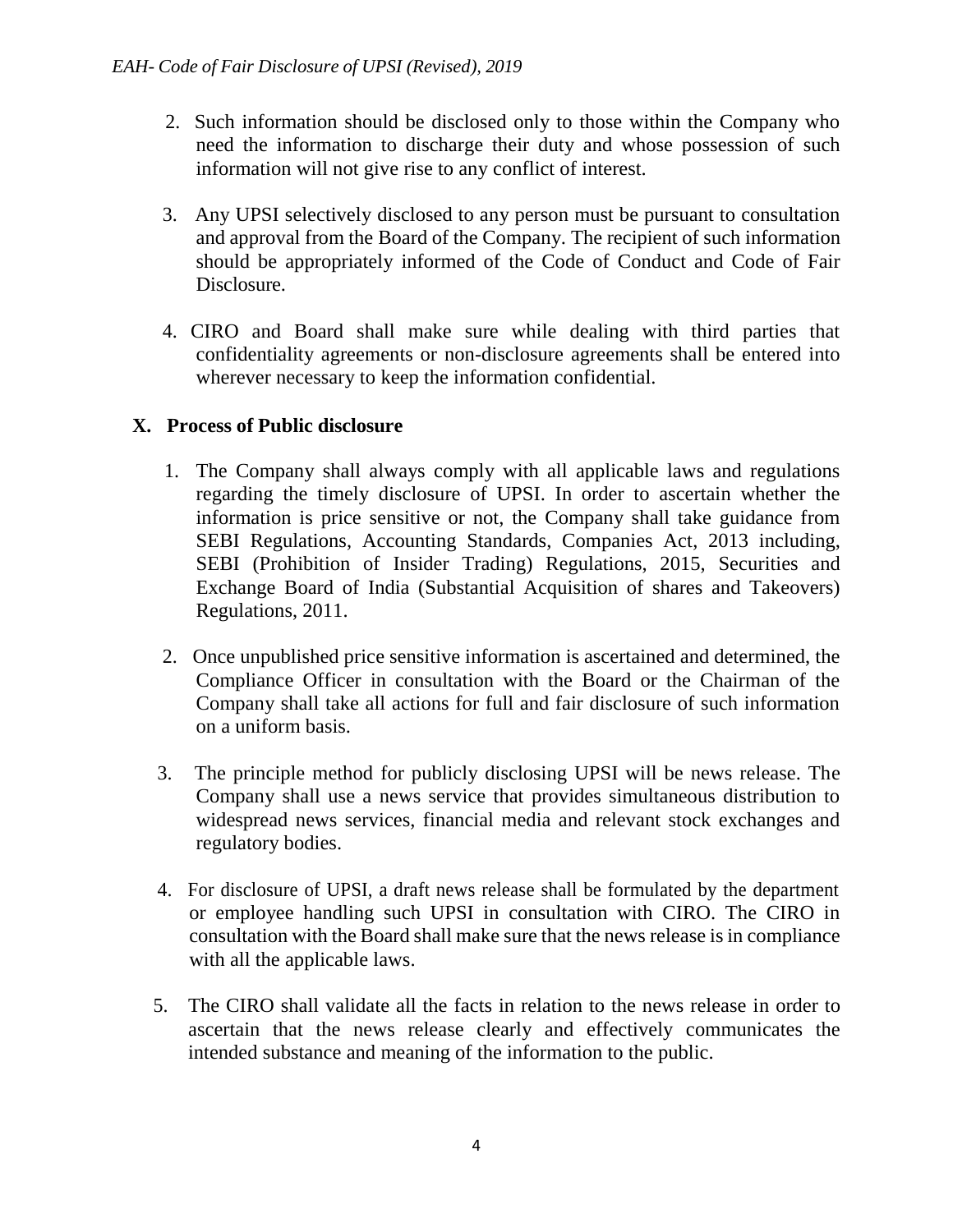2. Such information should be disclosed only to those within the Company who need the information to discharge their duty and whose possession of such information will not give rise to any conflict of interest.

3. Any UPSI selectively disclosed to any person must be pursuant to consultation and approval from the Board of the Company. The recipient of such information should be appropriately informed of the Code of Conduct and Code of Fair Disclosure.

4. CIRO and Board shall make sure while dealing with third parties that confidentiality agreements or non-disclosure agreements shall be entered into wherever necessary to keep the information confidential.

## X. Process of Public disclosure

1. The Company shall always comply with all applicable laws and regulations regarding the timely disclosure of UPSI. In order to ascertain whether the information is price sensitive or not, the Company shall take guidance from SEBI Regulations, Accounting Standards, Companies Act, 2013 including, SEBI (Prohibition of Insider Trading) Regulations, 2015, Securities and Exchange Board of India (Substantial Acquisition of shares and Takeovers) Regulations, 2011.

2. Once unpublished price sensitive information is ascertained and determined, the Compliance Officer in consultation with the Board or the Chairman of the Company shall take all actions for full and fair disclosure of such information on a uniform basis.

3. The principle method for publicly disclosing UPSI will be news release. The Company shall use a news service that provides simultaneous distribution to widespread news services, financial media and relevant stock exchanges and regulatory bodies.

4. For disclosure of UPSI, a draft news release shall be formulated by the department or employee handling such UPSI in consultation with CIRO. The CIRO in consultation with the Board shall make sure that the news release is in compliance with all the applicable laws.

5. The CIRO shall validate all the facts in relation to the news release in order to ascertain that the news release clearly and effectively communicates the intended substance and meaning of the information to the public.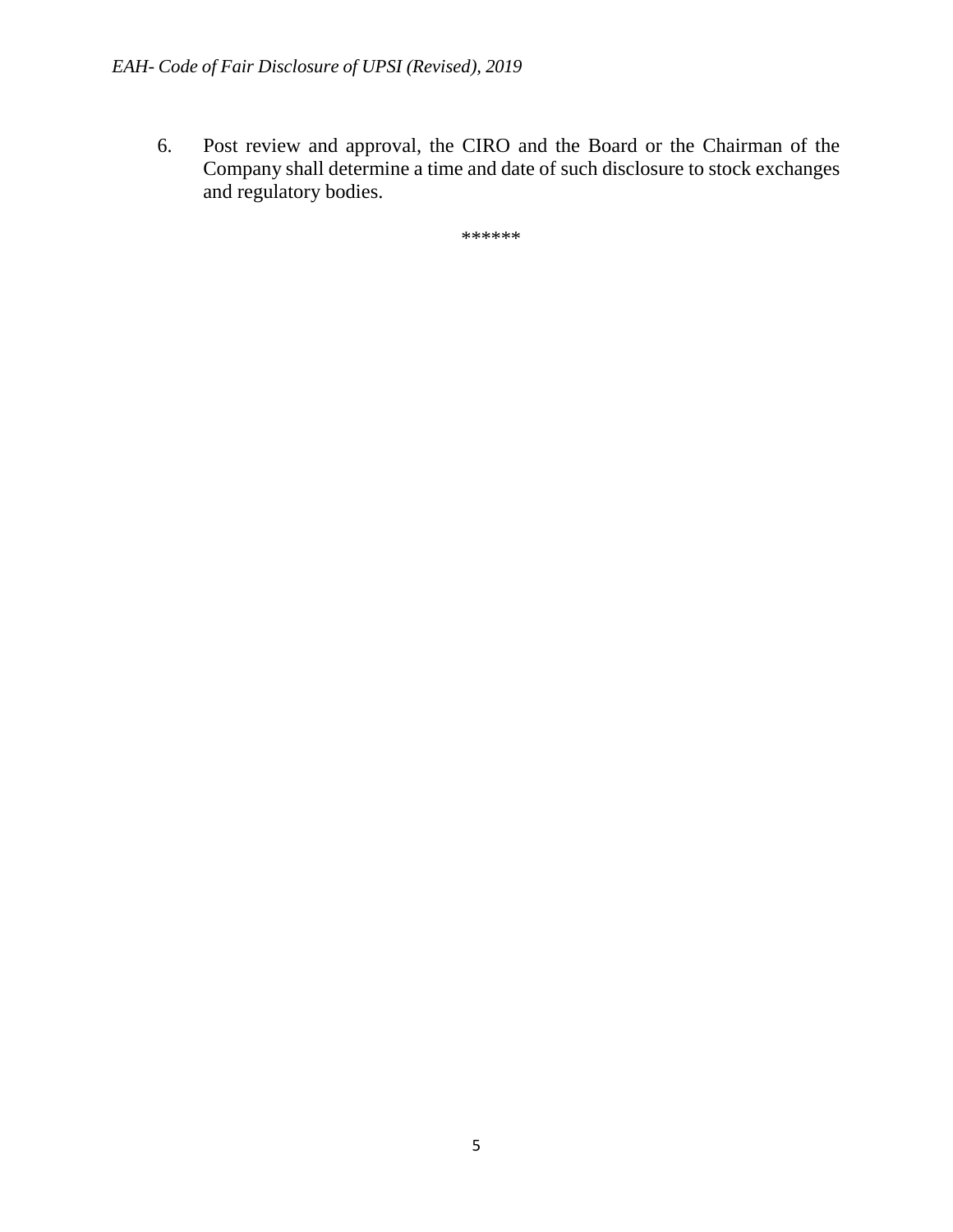6. Post review and approval, the CIRO and the Board or the Chairman of the Company shall determine a time and date of such disclosure to stock exchanges and regulatory bodies.

******